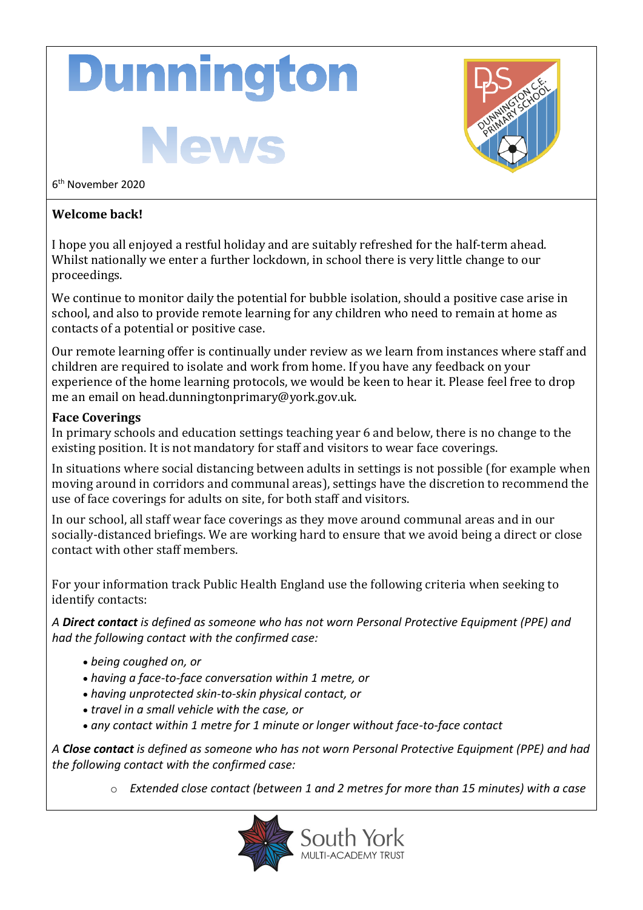# Dunnington News

6th November 2020

**Welcome back!**

I hope you all enjoyed a restful holiday and are suitably refreshed for the half-term ahead. Whilst nationally we enter a further lockdown, in school there is very little change to our proceedings.

We continue to monitor daily the potential for bubble isolation, should a positive case arise in school, and also to provide remote learning for any children who need to remain at home as contacts of a potential or positive case.

Our remote learning offer is continually under review as we learn from instances where staff and children are required to isolate and work from home. If you have any feedback on your experience of the home learning protocols, we would be keen to hear it. Please feel free to drop me an email on head.dunningtonprimary@york.gov.uk.

**Face Coverings**

In primary schools and education settings teaching year 6 and below, there is no change to the existing position. It is not mandatory for staff and visitors to wear face coverings.

In situations where social distancing between adults in settings is not possible (for example when moving around in corridors and communal areas), settings have the discretion to recommend the use of face coverings for adults on site, for both staff and visitors.

In our school, all staff wear face coverings as they move around communal areas and in our socially-distanced briefings. We are working hard to ensure that we avoid being a direct or close contact with other staff members.

For your information track Public Health England use the following criteria when seeking to identify contacts:

*A **Direct contact** is defined as someone who has not worn Personal Protective Equipment (PPE) and had the following contact with the confirmed case:*

- *being coughed on, or*
- *having a face-to-face conversation within 1 metre, or*
- *having unprotected skin-to-skin physical contact, or*
- *travel in a small vehicle with the case, or*
- *any contact within 1 metre for 1 minute or longer without face-to-face contact*

*A **Close contact** is defined as someone who has not worn Personal Protective Equipment (PPE) and had the following contact with the confirmed case:*

- *Extended close contact (between 1 and 2 metres for more than 15 minutes) with a case*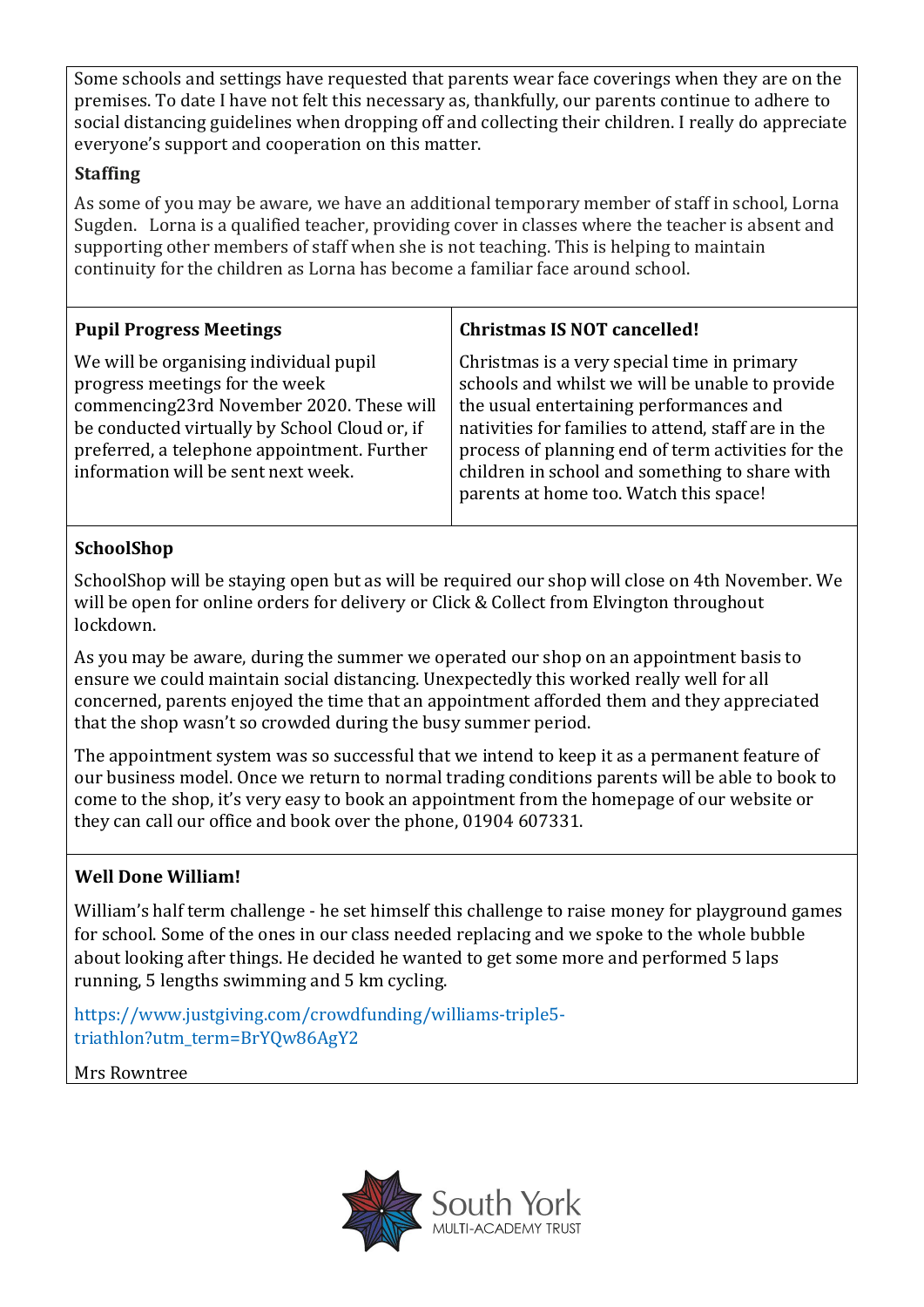Some schools and settings have requested that parents wear face coverings when they are on the premises. To date I have not felt this necessary as, thankfully, our parents continue to adhere to social distancing guidelines when dropping off and collecting their children. I really do appreciate everyone's support and cooperation on this matter.

**Staffing**

As some of you may be aware, we have an additional temporary member of staff in school, Lorna Sugden. Lorna is a qualified teacher, providing cover in classes where the teacher is absent and supporting other members of staff when she is not teaching. This is helping to maintain continuity for the children as Lorna has become a familiar face around school.

**Pupil Progress Meetings**

We will be organising individual pupil progress meetings for the week commencing23rd November 2020. These will be conducted virtually by School Cloud or, if preferred, a telephone appointment. Further information will be sent next week.

**Christmas IS NOT cancelled!**

Christmas is a very special time in primary schools and whilst we will be unable to provide the usual entertaining performances and nativities for families to attend, staff are in the process of planning end of term activities for the children in school and something to share with parents at home too. Watch this space!

**SchoolShop**

SchoolShop will be staying open but as will be required our shop will close on 4th November. We will be open for online orders for delivery or Click & Collect from Elvington throughout lockdown.

As you may be aware, during the summer we operated our shop on an appointment basis to ensure we could maintain social distancing. Unexpectedly this worked really well for all concerned, parents enjoyed the time that an appointment afforded them and they appreciated that the shop wasn't so crowded during the busy summer period.

The appointment system was so successful that we intend to keep it as a permanent feature of our business model. Once we return to normal trading conditions parents will be able to book to come to the shop, it's very easy to book an appointment from the homepage of our website or they can call our office and book over the phone, 01904 607331.

**Well Done William!**

William's half term challenge - he set himself this challenge to raise money for playground games for school. Some of the ones in our class needed replacing and we spoke to the whole bubble about looking after things. He decided he wanted to get some more and performed 5 laps running, 5 lengths swimming and 5 km cycling.

https://www.justgiving.com/crowdfunding/williams-triple5-triathlon?utm_term=BrYQw86AgY2

Mrs Rowntree

South York MULTI-ACADEMY TRUST